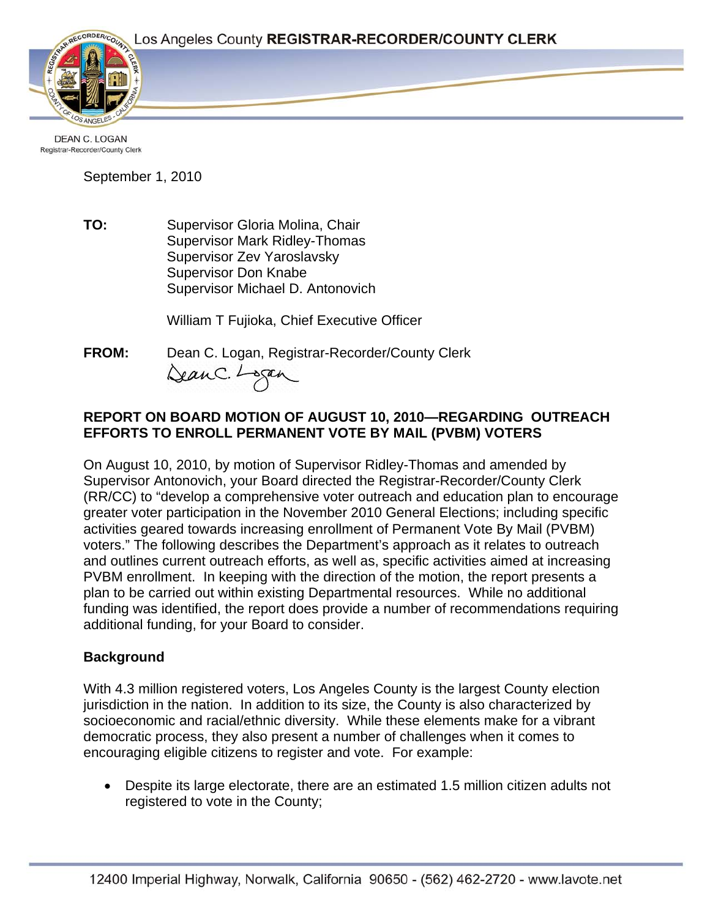Los Angeles County **REGISTRAR-RECORDER/COUNTY CLERK**

DEAN C. LOGAN
Registrar-Recorder/County Clerk

September 1, 2010

**TO:** Supervisor Gloria Molina, Chair
Supervisor Mark Ridley-Thomas
Supervisor Zev Yaroslavsky
Supervisor Don Knabe
Supervisor Michael D. Antonovich

William T Fujioka, Chief Executive Officer

**FROM:** Dean C. Logan, Registrar-Recorder/County Clerk

**REPORT ON BOARD MOTION OF AUGUST 10, 2010—REGARDING OUTREACH EFFORTS TO ENROLL PERMANENT VOTE BY MAIL (PVBM) VOTERS**

On August 10, 2010, by motion of Supervisor Ridley-Thomas and amended by Supervisor Antonovich, your Board directed the Registrar-Recorder/County Clerk (RR/CC) to "develop a comprehensive voter outreach and education plan to encourage greater voter participation in the November 2010 General Elections; including specific activities geared towards increasing enrollment of Permanent Vote By Mail (PVBM) voters." The following describes the Department's approach as it relates to outreach and outlines current outreach efforts, as well as, specific activities aimed at increasing PVBM enrollment. In keeping with the direction of the motion, the report presents a plan to be carried out within existing Departmental resources. While no additional funding was identified, the report does provide a number of recommendations requiring additional funding, for your Board to consider.

**Background**

With 4.3 million registered voters, Los Angeles County is the largest County election jurisdiction in the nation. In addition to its size, the County is also characterized by socioeconomic and racial/ethnic diversity. While these elements make for a vibrant democratic process, they also present a number of challenges when it comes to encouraging eligible citizens to register and vote. For example:

- Despite its large electorate, there are an estimated 1.5 million citizen adults not registered to vote in the County;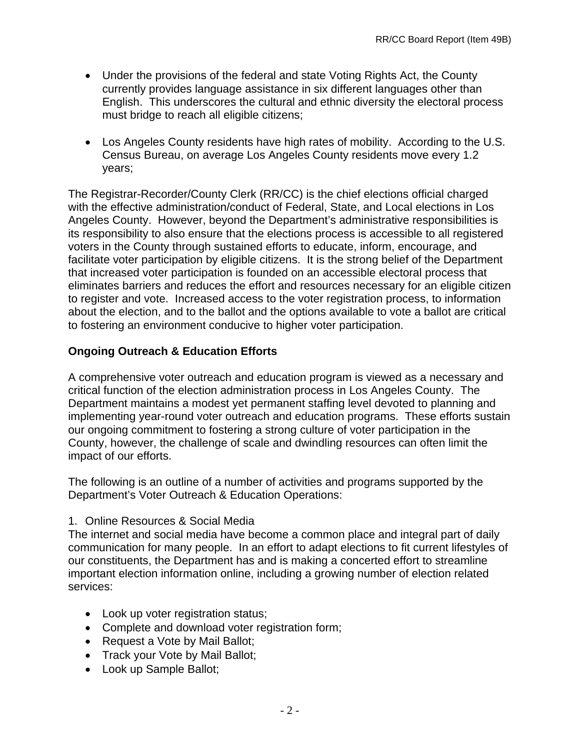- Under the provisions of the federal and state Voting Rights Act, the County currently provides language assistance in six different languages other than English. This underscores the cultural and ethnic diversity the electoral process must bridge to reach all eligible citizens;

- Los Angeles County residents have high rates of mobility. According to the U.S. Census Bureau, on average Los Angeles County residents move every 1.2 years;

The Registrar-Recorder/County Clerk (RR/CC) is the chief elections official charged with the effective administration/conduct of Federal, State, and Local elections in Los Angeles County. However, beyond the Department's administrative responsibilities is its responsibility to also ensure that the elections process is accessible to all registered voters in the County through sustained efforts to educate, inform, encourage, and facilitate voter participation by eligible citizens. It is the strong belief of the Department that increased voter participation is founded on an accessible electoral process that eliminates barriers and reduces the effort and resources necessary for an eligible citizen to register and vote. Increased access to the voter registration process, to information about the election, and to the ballot and the options available to vote a ballot are critical to fostering an environment conducive to higher voter participation.

**Ongoing Outreach & Education Efforts**

A comprehensive voter outreach and education program is viewed as a necessary and critical function of the election administration process in Los Angeles County. The Department maintains a modest yet permanent staffing level devoted to planning and implementing year-round voter outreach and education programs. These efforts sustain our ongoing commitment to fostering a strong culture of voter participation in the County, however, the challenge of scale and dwindling resources can often limit the impact of our efforts.

The following is an outline of a number of activities and programs supported by the Department's Voter Outreach & Education Operations:

1. Online Resources & Social Media

The internet and social media have become a common place and integral part of daily communication for many people. In an effort to adapt elections to fit current lifestyles of our constituents, the Department has and is making a concerted effort to streamline important election information online, including a growing number of election related services:

- Look up voter registration status;
- Complete and download voter registration form;
- Request a Vote by Mail Ballot;
- Track your Vote by Mail Ballot;
- Look up Sample Ballot;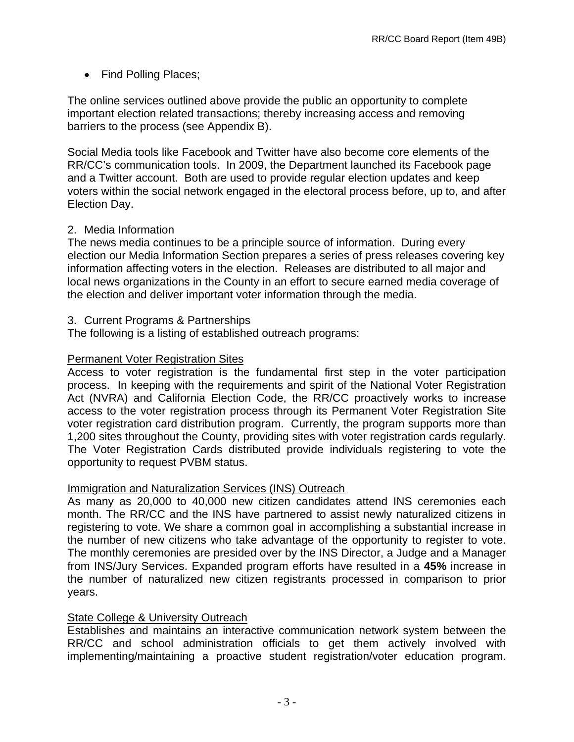- Find Polling Places;

The online services outlined above provide the public an opportunity to complete important election related transactions; thereby increasing access and removing barriers to the process (see Appendix B).

Social Media tools like Facebook and Twitter have also become core elements of the RR/CC's communication tools. In 2009, the Department launched its Facebook page and a Twitter account. Both are used to provide regular election updates and keep voters within the social network engaged in the electoral process before, up to, and after Election Day.

2. Media Information

The news media continues to be a principle source of information. During every election our Media Information Section prepares a series of press releases covering key information affecting voters in the election. Releases are distributed to all major and local news organizations in the County in an effort to secure earned media coverage of the election and deliver important voter information through the media.

3. Current Programs & Partnerships

The following is a listing of established outreach programs:

<u>Permanent Voter Registration Sites</u>

Access to voter registration is the fundamental first step in the voter participation process. In keeping with the requirements and spirit of the National Voter Registration Act (NVRA) and California Election Code, the RR/CC proactively works to increase access to the voter registration process through its Permanent Voter Registration Site voter registration card distribution program. Currently, the program supports more than 1,200 sites throughout the County, providing sites with voter registration cards regularly. The Voter Registration Cards distributed provide individuals registering to vote the opportunity to request PVBM status.

<u>Immigration and Naturalization Services (INS) Outreach</u>

As many as 20,000 to 40,000 new citizen candidates attend INS ceremonies each month. The RR/CC and the INS have partnered to assist newly naturalized citizens in registering to vote. We share a common goal in accomplishing a substantial increase in the number of new citizens who take advantage of the opportunity to register to vote. The monthly ceremonies are presided over by the INS Director, a Judge and a Manager from INS/Jury Services. Expanded program efforts have resulted in a **45%** increase in the number of naturalized new citizen registrants processed in comparison to prior years.

<u>State College & University Outreach</u>

Establishes and maintains an interactive communication network system between the RR/CC and school administration officials to get them actively involved with implementing/maintaining a proactive student registration/voter education program.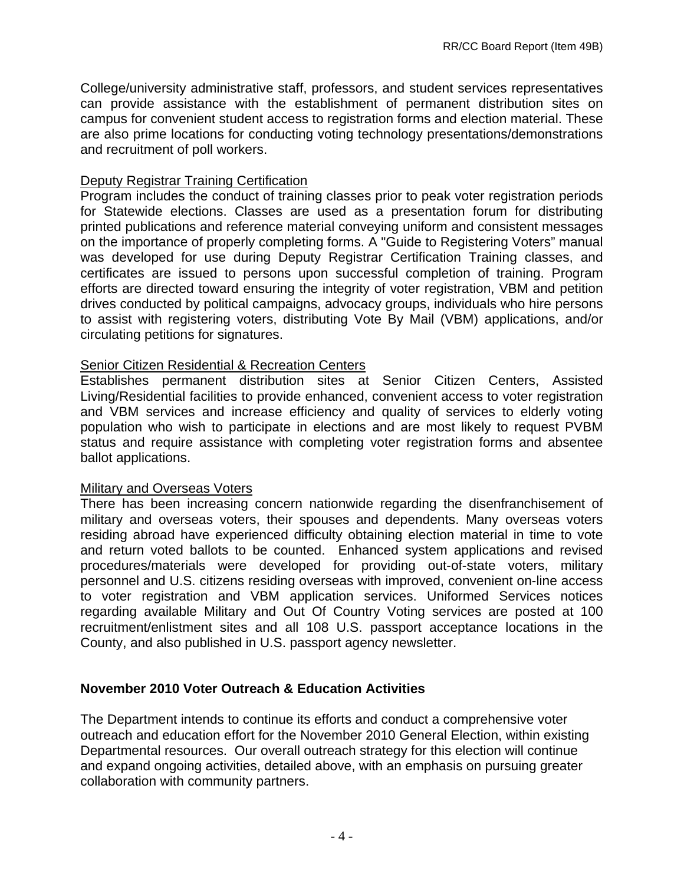College/university administrative staff, professors, and student services representatives can provide assistance with the establishment of permanent distribution sites on campus for convenient student access to registration forms and election material. These are also prime locations for conducting voting technology presentations/demonstrations and recruitment of poll workers.

<u>Deputy Registrar Training Certification</u>

Program includes the conduct of training classes prior to peak voter registration periods for Statewide elections. Classes are used as a presentation forum for distributing printed publications and reference material conveying uniform and consistent messages on the importance of properly completing forms. A "Guide to Registering Voters" manual was developed for use during Deputy Registrar Certification Training classes, and certificates are issued to persons upon successful completion of training. Program efforts are directed toward ensuring the integrity of voter registration, VBM and petition drives conducted by political campaigns, advocacy groups, individuals who hire persons to assist with registering voters, distributing Vote By Mail (VBM) applications, and/or circulating petitions for signatures.

<u>Senior Citizen Residential & Recreation Centers</u>

Establishes permanent distribution sites at Senior Citizen Centers, Assisted Living/Residential facilities to provide enhanced, convenient access to voter registration and VBM services and increase efficiency and quality of services to elderly voting population who wish to participate in elections and are most likely to request PVBM status and require assistance with completing voter registration forms and absentee ballot applications.

<u>Military and Overseas Voters</u>

There has been increasing concern nationwide regarding the disenfranchisement of military and overseas voters, their spouses and dependents. Many overseas voters residing abroad have experienced difficulty obtaining election material in time to vote and return voted ballots to be counted. Enhanced system applications and revised procedures/materials were developed for providing out-of-state voters, military personnel and U.S. citizens residing overseas with improved, convenient on-line access to voter registration and VBM application services. Uniformed Services notices regarding available Military and Out Of Country Voting services are posted at 100 recruitment/enlistment sites and all 108 U.S. passport acceptance locations in the County, and also published in U.S. passport agency newsletter.

**November 2010 Voter Outreach & Education Activities**

The Department intends to continue its efforts and conduct a comprehensive voter outreach and education effort for the November 2010 General Election, within existing Departmental resources. Our overall outreach strategy for this election will continue and expand ongoing activities, detailed above, with an emphasis on pursuing greater collaboration with community partners.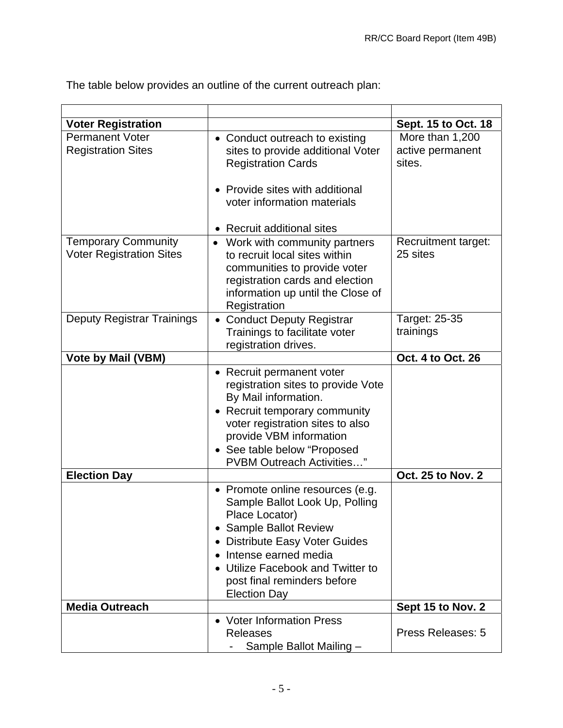The table below provides an outline of the current outreach plan:

| | | |
|---|---|---|
| **Voter Registration** | | **Sept. 15 to Oct. 18** |
| Permanent Voter Registration Sites | • Conduct outreach to existing sites to provide additional Voter Registration Cards<br><br>• Provide sites with additional voter information materials<br><br>• Recruit additional sites | More than 1,200 active permanent sites. |
| Temporary Community Voter Registration Sites | • Work with community partners to recruit local sites within communities to provide voter registration cards and election information up until the Close of Registration | Recruitment target: 25 sites |
| Deputy Registrar Trainings | • Conduct Deputy Registrar Trainings to facilitate voter registration drives. | Target: 25-35 trainings |
| **Vote by Mail (VBM)** | | **Oct. 4 to Oct. 26** |
| | • Recruit permanent voter registration sites to provide Vote By Mail information.<br>• Recruit temporary community voter registration sites to also provide VBM information<br>• See table below "Proposed PVBM Outreach Activities…" | |
| **Election Day** | | **Oct. 25 to Nov. 2** |
| | • Promote online resources (e.g. Sample Ballot Look Up, Polling Place Locator)<br>• Sample Ballot Review<br>• Distribute Easy Voter Guides<br>• Intense earned media<br>• Utilize Facebook and Twitter to post final reminders before Election Day | |
| **Media Outreach** | | **Sept 15 to Nov. 2** |
| | • Voter Information Press Releases<br>- Sample Ballot Mailing – | Press Releases: 5 |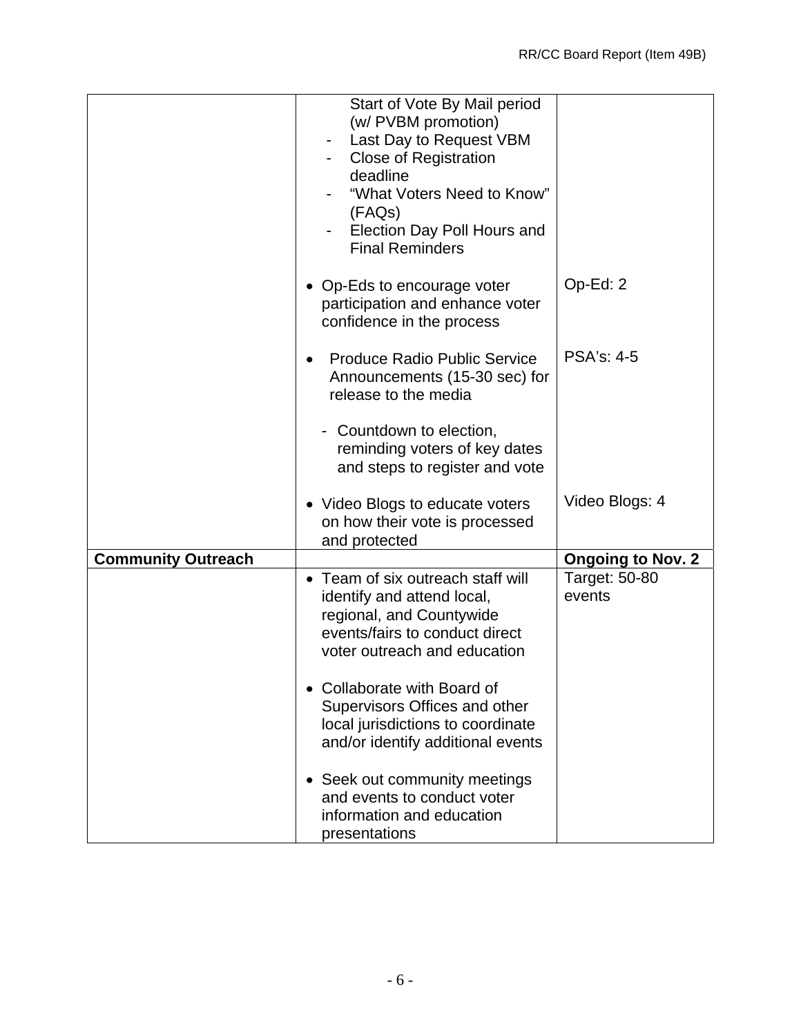| | | |
|---|---|---|
| | Start of Vote By Mail period (w/ PVBM promotion)<br>- Last Day to Request VBM<br>- Close of Registration deadline<br>- "What Voters Need to Know" (FAQs)<br>- Election Day Poll Hours and Final Reminders | |
| | • Op-Eds to encourage voter participation and enhance voter confidence in the process | Op-Ed: 2 |
| | • Produce Radio Public Service Announcements (15-30 sec) for release to the media<br><br>- Countdown to election, reminding voters of key dates and steps to register and vote | PSA's: 4-5 |
| | • Video Blogs to educate voters on how their vote is processed and protected | Video Blogs: 4 |
| **Community Outreach** | | **Ongoing to Nov. 2** |
| | • Team of six outreach staff will identify and attend local, regional, and Countywide events/fairs to conduct direct voter outreach and education<br><br>• Collaborate with Board of Supervisors Offices and other local jurisdictions to coordinate and/or identify additional events<br><br>• Seek out community meetings and events to conduct voter information and education presentations | Target: 50-80 events |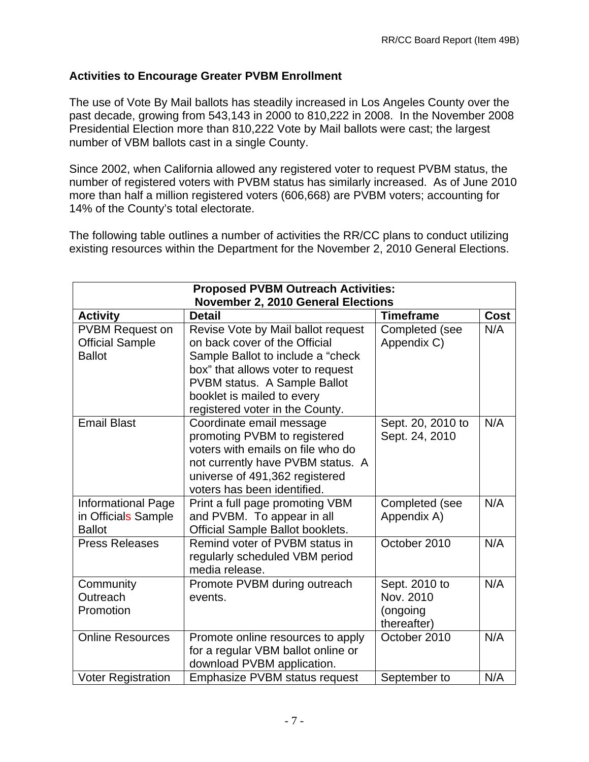## Activities to Encourage Greater PVBM Enrollment

The use of Vote By Mail ballots has steadily increased in Los Angeles County over the past decade, growing from 543,143 in 2000 to 810,222 in 2008. In the November 2008 Presidential Election more than 810,222 Vote by Mail ballots were cast; the largest number of VBM ballots cast in a single County.

Since 2002, when California allowed any registered voter to request PVBM status, the number of registered voters with PVBM status has similarly increased. As of June 2010 more than half a million registered voters (606,668) are PVBM voters; accounting for 14% of the County's total electorate.

The following table outlines a number of activities the RR/CC plans to conduct utilizing existing resources within the Department for the November 2, 2010 General Elections.

| **Proposed PVBM Outreach Activities: November 2, 2010 General Elections** | | | |
|---|---|---|---|
| **Activity** | **Detail** | **Timeframe** | **Cost** |
| PVBM Request on Official Sample Ballot | Revise Vote by Mail ballot request on back cover of the Official Sample Ballot to include a "check box" that allows voter to request PVBM status. A Sample Ballot booklet is mailed to every registered voter in the County. | Completed (see Appendix C) | N/A |
| Email Blast | Coordinate email message promoting PVBM to registered voters with emails on file who do not currently have PVBM status. A universe of 491,362 registered voters has been identified. | Sept. 20, 2010 to Sept. 24, 2010 | N/A |
| Informational Page in Officials Sample Ballot | Print a full page promoting VBM and PVBM. To appear in all Official Sample Ballot booklets. | Completed (see Appendix A) | N/A |
| Press Releases | Remind voter of PVBM status in regularly scheduled VBM period media release. | October 2010 | N/A |
| Community Outreach Promotion | Promote PVBM during outreach events. | Sept. 2010 to Nov. 2010 (ongoing thereafter) | N/A |
| Online Resources | Promote online resources to apply for a regular VBM ballot online or download PVBM application. | October 2010 | N/A |
| Voter Registration | Emphasize PVBM status request | September to | N/A |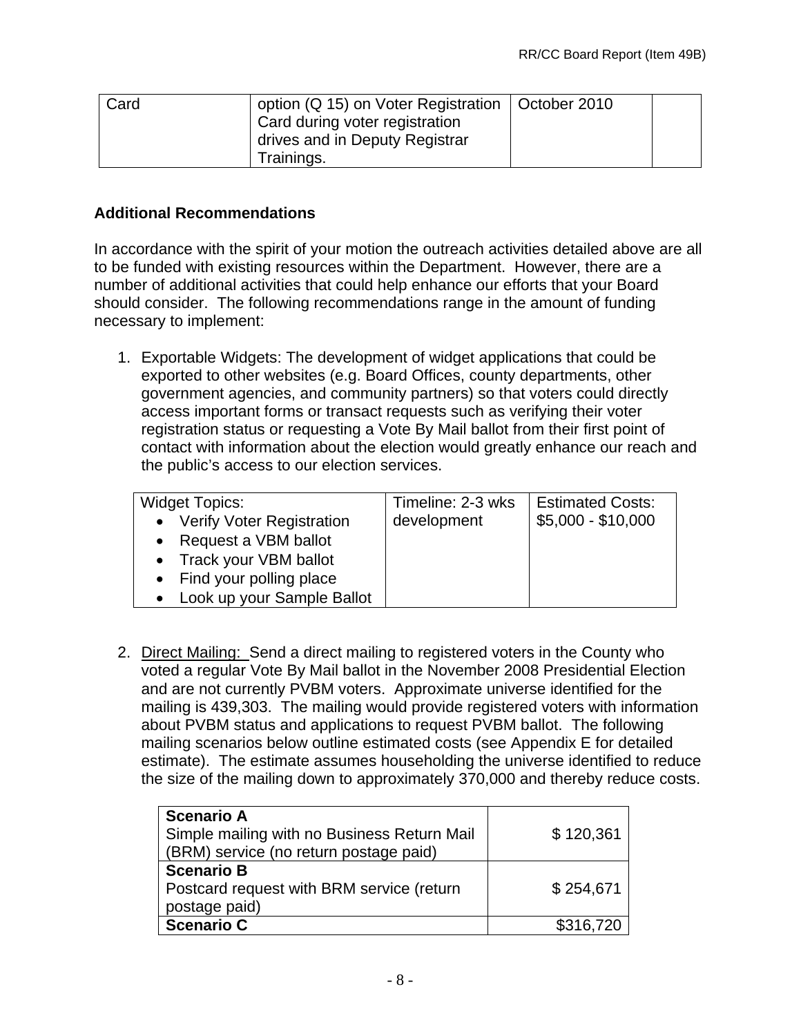| Card | option (Q 15) on Voter Registration Card during voter registration drives and in Deputy Registrar Trainings. | October 2010 | |
|---|---|---|---|

## Additional Recommendations

In accordance with the spirit of your motion the outreach activities detailed above are all to be funded with existing resources within the Department. However, there are a number of additional activities that could help enhance our efforts that your Board should consider. The following recommendations range in the amount of funding necessary to implement:

1. Exportable Widgets: The development of widget applications that could be exported to other websites (e.g. Board Offices, county departments, other government agencies, and community partners) so that voters could directly access important forms or transact requests such as verifying their voter registration status or requesting a Vote By Mail ballot from their first point of contact with information about the election would greatly enhance our reach and the public's access to our election services.

| Widget Topics: | Timeline: 2-3 wks development | Estimated Costs: $5,000 - $10,000 |
|---|---|---|
| • Verify Voter Registration<br>• Request a VBM ballot<br>• Track your VBM ballot<br>• Find your polling place<br>• Look up your Sample Ballot | | |

2. Direct Mailing: Send a direct mailing to registered voters in the County who voted a regular Vote By Mail ballot in the November 2008 Presidential Election and are not currently PVBM voters. Approximate universe identified for the mailing is 439,303. The mailing would provide registered voters with information about PVBM status and applications to request PVBM ballot. The following mailing scenarios below outline estimated costs (see Appendix E for detailed estimate). The estimate assumes householding the universe identified to reduce the size of the mailing down to approximately 370,000 and thereby reduce costs.

| Scenario | Cost |
|---|---|
| **Scenario A**<br>Simple mailing with no Business Return Mail (BRM) service (no return postage paid) | $ 120,361 |
| **Scenario B**<br>Postcard request with BRM service (return postage paid) | $ 254,671 |
| **Scenario C** | $316,720 |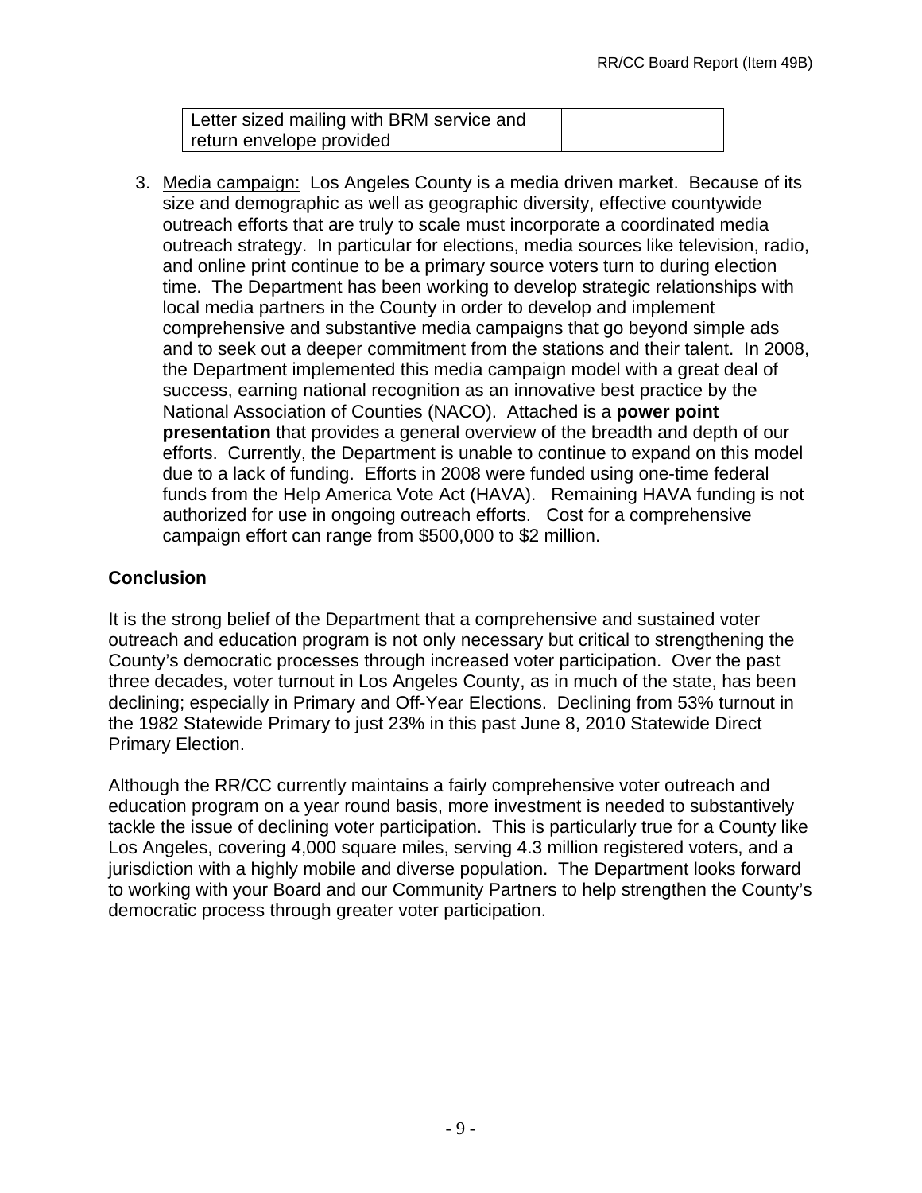| Letter sized mailing with BRM service and return envelope provided | |
|---|---|

3. Media campaign: Los Angeles County is a media driven market. Because of its size and demographic as well as geographic diversity, effective countywide outreach efforts that are truly to scale must incorporate a coordinated media outreach strategy. In particular for elections, media sources like television, radio, and online print continue to be a primary source voters turn to during election time. The Department has been working to develop strategic relationships with local media partners in the County in order to develop and implement comprehensive and substantive media campaigns that go beyond simple ads and to seek out a deeper commitment from the stations and their talent. In 2008, the Department implemented this media campaign model with a great deal of success, earning national recognition as an innovative best practice by the National Association of Counties (NACO). Attached is a **power point presentation** that provides a general overview of the breadth and depth of our efforts. Currently, the Department is unable to continue to expand on this model due to a lack of funding. Efforts in 2008 were funded using one-time federal funds from the Help America Vote Act (HAVA). Remaining HAVA funding is not authorized for use in ongoing outreach efforts. Cost for a comprehensive campaign effort can range from $500,000 to $2 million.

## Conclusion

It is the strong belief of the Department that a comprehensive and sustained voter outreach and education program is not only necessary but critical to strengthening the County's democratic processes through increased voter participation. Over the past three decades, voter turnout in Los Angeles County, as in much of the state, has been declining; especially in Primary and Off-Year Elections. Declining from 53% turnout in the 1982 Statewide Primary to just 23% in this past June 8, 2010 Statewide Direct Primary Election.

Although the RR/CC currently maintains a fairly comprehensive voter outreach and education program on a year round basis, more investment is needed to substantively tackle the issue of declining voter participation. This is particularly true for a County like Los Angeles, covering 4,000 square miles, serving 4.3 million registered voters, and a jurisdiction with a highly mobile and diverse population. The Department looks forward to working with your Board and our Community Partners to help strengthen the County's democratic process through greater voter participation.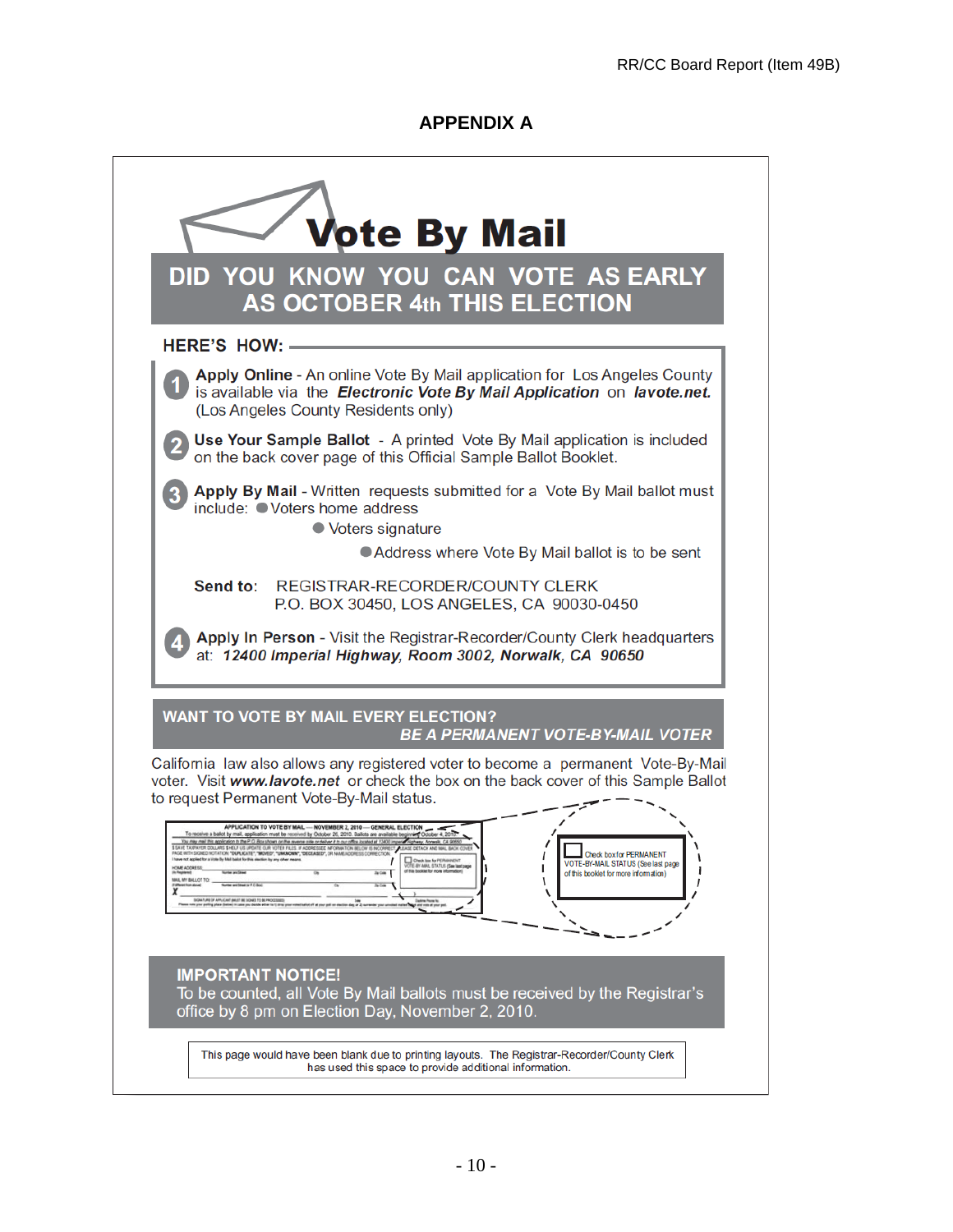## APPENDIX A

# Vote By Mail

## DID YOU KNOW YOU CAN VOTE AS EARLY AS OCTOBER 4th THIS ELECTION

**HERE'S HOW:**

1. **Apply Online** - An online Vote By Mail application for Los Angeles County is available via the ***Electronic Vote By Mail Application*** on ***lavote.net.*** (Los Angeles County Residents only)

2. **Use Your Sample Ballot** - A printed Vote By Mail application is included on the back cover page of this Official Sample Ballot Booklet.

3. **Apply By Mail** - Written requests submitted for a Vote By Mail ballot must include:
   - Voters home address
   - Voters signature
   - Address where Vote By Mail ballot is to be sent

   **Send to:** REGISTRAR-RECORDER/COUNTY CLERK
   P.O. BOX 30450, LOS ANGELES, CA 90030-0450

4. **Apply In Person** - Visit the Registrar-Recorder/County Clerk headquarters at: ***12400 Imperial Highway, Room 3002, Norwalk, CA 90650***

## WANT TO VOTE BY MAIL EVERY ELECTION?

***BE A PERMANENT VOTE-BY-MAIL VOTER***

California law also allows any registered voter to become a permanent Vote-By-Mail voter. Visit ***www.lavote.net*** or check the box on the back cover of this Sample Ballot to request Permanent Vote-By-Mail status.

☐ Check box for PERMANENT VOTE-BY-MAIL STATUS (See last page of this booklet for more information)

## IMPORTANT NOTICE!

To be counted, all Vote By Mail ballots must be received by the Registrar's office by 8 pm on Election Day, November 2, 2010.

This page would have been blank due to printing layouts. The Registrar-Recorder/County Clerk has used this space to provide additional information.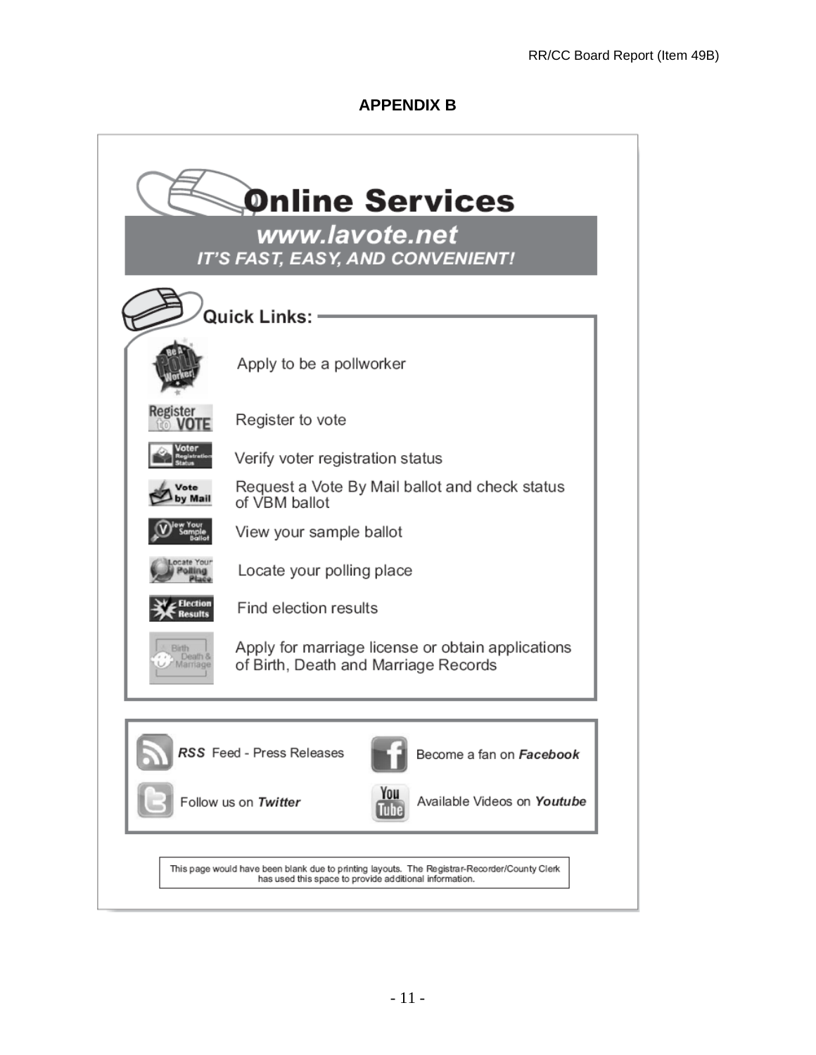## APPENDIX B

# Online Services

## www.lavote.net

**IT'S FAST, EASY, AND CONVENIENT!**

### Quick Links:

- Apply to be a pollworker
- Register to vote
- Verify voter registration status
- Request a Vote By Mail ballot and check status of VBM ballot
- View your sample ballot
- Locate your polling place
- Find election results
- Apply for marriage license or obtain applications of Birth, Death and Marriage Records

---

- ***RSS*** Feed - Press Releases
- Become a fan on ***Facebook***
- Follow us on ***Twitter***
- Available Videos on ***Youtube***

This page would have been blank due to printing layouts. The Registrar-Recorder/County Clerk has used this space to provide additional information.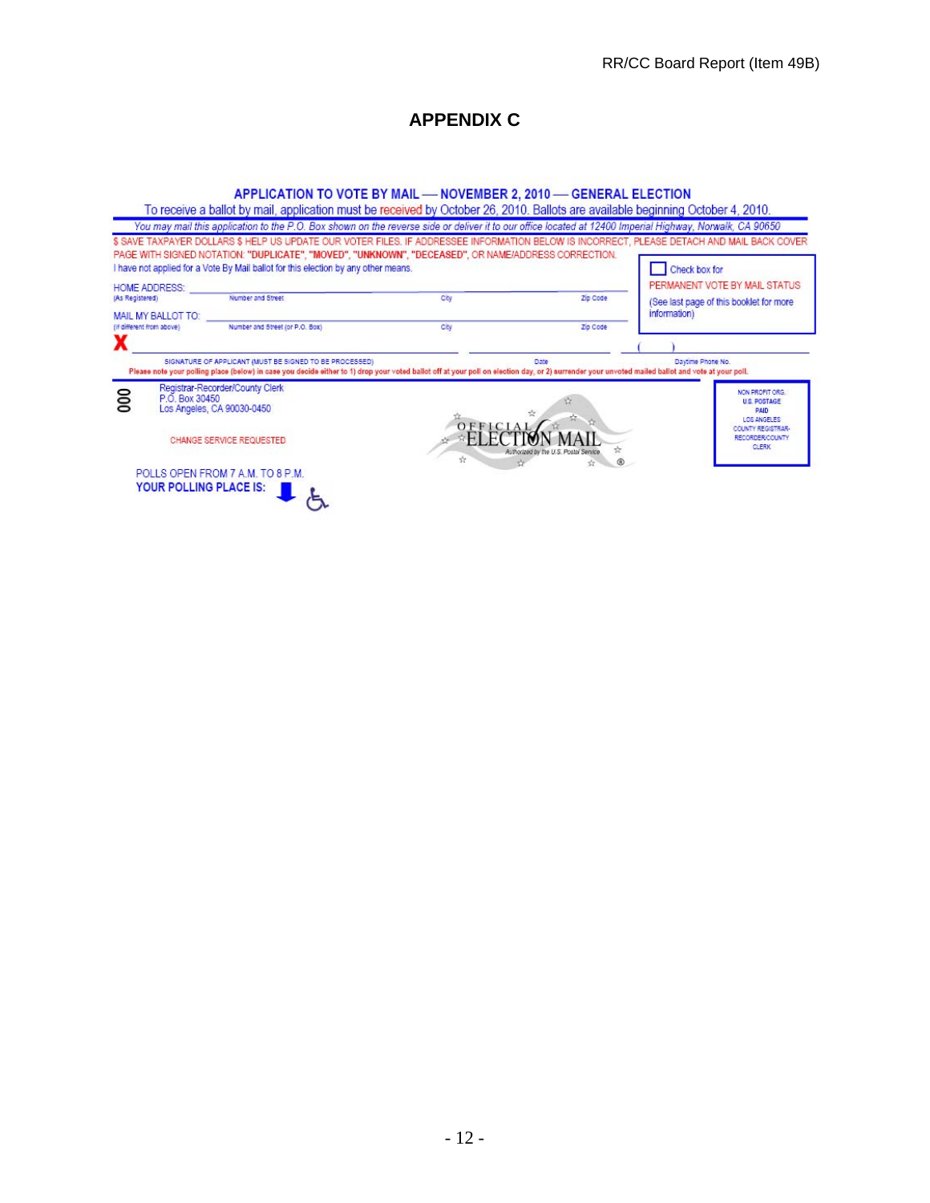## APPENDIX C

**APPLICATION TO VOTE BY MAIL — NOVEMBER 2, 2010 — GENERAL ELECTION**

To receive a ballot by mail, application must be received by October 26, 2010. Ballots are available beginning October 4, 2010.

*You may mail this application to the P.O. Box shown on the reverse side or deliver it to our office located at 12400 Imperial Highway, Norwalk, CA 90650*

$ SAVE TAXPAYER DOLLARS $ HELP US UPDATE OUR VOTER FILES. IF ADDRESSEE INFORMATION BELOW IS INCORRECT, PLEASE DETACH AND MAIL BACK COVER PAGE WITH SIGNED NOTATION: **"DUPLICATE", "MOVED", "UNKNOWN", "DECEASED"**, OR NAME/ADDRESS CORRECTION.

I have not applied for a Vote By Mail ballot for this election by any other means.

☐ Check box for PERMANENT VOTE BY MAIL STATUS (See last page of this booklet for more information)

HOME ADDRESS: (As Registered) ________ Number and Street ________ City ________ Zip Code

MAIL MY BALLOT TO: (If different from above) ________ Number and Street (or P.O. Box) ________ City ________ Zip Code

X ________ SIGNATURE OF APPLICANT (MUST BE SIGNED TO BE PROCESSED) ________ Date ________ ( ) Daytime Phone No.

**Please note your polling place (below) in case you decide either to 1) drop your voted ballot off at your poll on election day, or 2) surrender your unvoted mailed ballot and vote at your poll.**

000

Registrar-Recorder/County Clerk
P.O. Box 30450
Los Angeles, CA 90030-0450

CHANGE SERVICE REQUESTED

OFFICIAL ELECTION MAIL
Authorized by the U.S. Postal Service

NON PROFIT ORG.
U.S. POSTAGE
PAID
LOS ANGELES
COUNTY REGISTRAR-RECORDER/COUNTY CLERK

POLLS OPEN FROM 7 A.M. TO 8 P.M.

**YOUR POLLING PLACE IS:**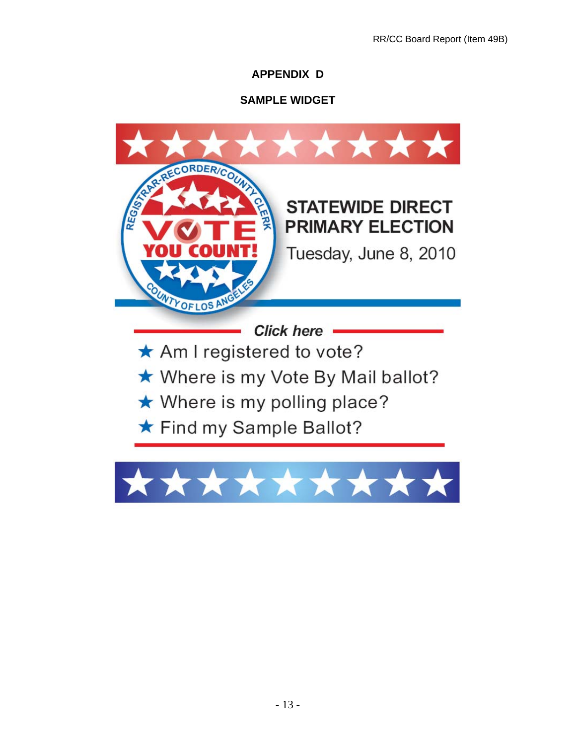**APPENDIX D**

**SAMPLE WIDGET**

REGISTRAR-RECORDER/COUNTY CLERK

VOTE YOU COUNT!

COUNTY OF LOS ANGELES

**STATEWIDE DIRECT PRIMARY ELECTION**

Tuesday, June 8, 2010

***Click here***

- ★ Am I registered to vote?
- ★ Where is my Vote By Mail ballot?
- ★ Where is my polling place?
- ★ Find my Sample Ballot?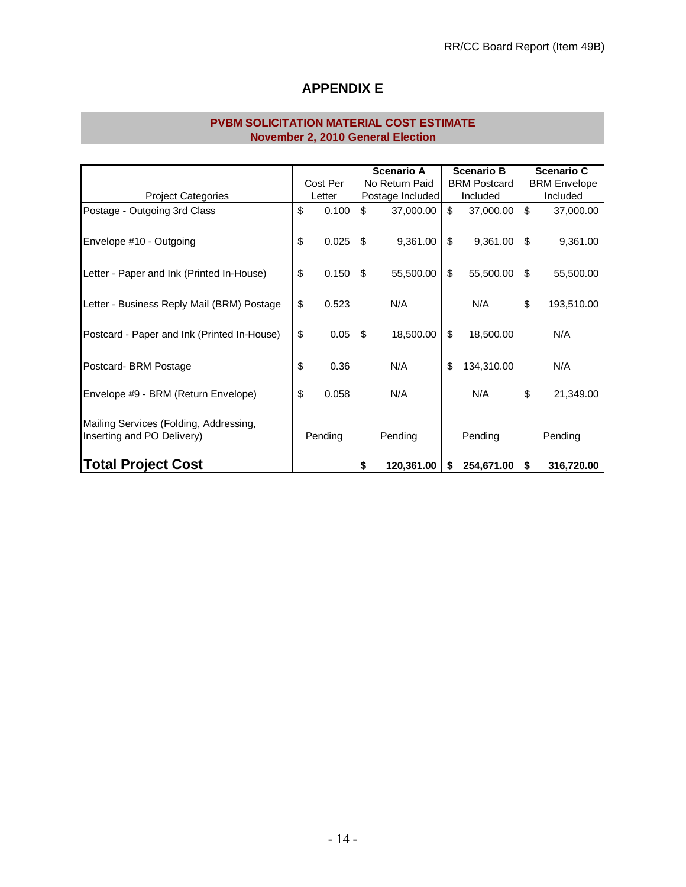RR/CC Board Report (Item 49B)

# APPENDIX E

## PVBM SOLICITATION MATERIAL COST ESTIMATE
## November 2, 2010 General Election

| Project Categories | Cost Per Letter | **Scenario A** No Return Paid Postage Included | **Scenario B** BRM Postcard Included | **Scenario C** BRM Envelope Included |
|---|---|---|---|---|
| Postage - Outgoing 3rd Class | $ 0.100 | $ 37,000.00 | $ 37,000.00 | $ 37,000.00 |
| Envelope #10 - Outgoing | $ 0.025 | $ 9,361.00 | $ 9,361.00 | $ 9,361.00 |
| Letter - Paper and Ink (Printed In-House) | $ 0.150 | $ 55,500.00 | $ 55,500.00 | $ 55,500.00 |
| Letter - Business Reply Mail (BRM) Postage | $ 0.523 | N/A | N/A | $ 193,510.00 |
| Postcard - Paper and Ink (Printed In-House) | $ 0.05 | $ 18,500.00 | $ 18,500.00 | N/A |
| Postcard- BRM Postage | $ 0.36 | N/A | $ 134,310.00 | N/A |
| Envelope #9 - BRM (Return Envelope) | $ 0.058 | N/A | N/A | $ 21,349.00 |
| Mailing Services (Folding, Addressing, Inserting and PO Delivery) | Pending | Pending | Pending | Pending |
| **Total Project Cost** | | **$ 120,361.00** | **$ 254,671.00** | **$ 316,720.00** |